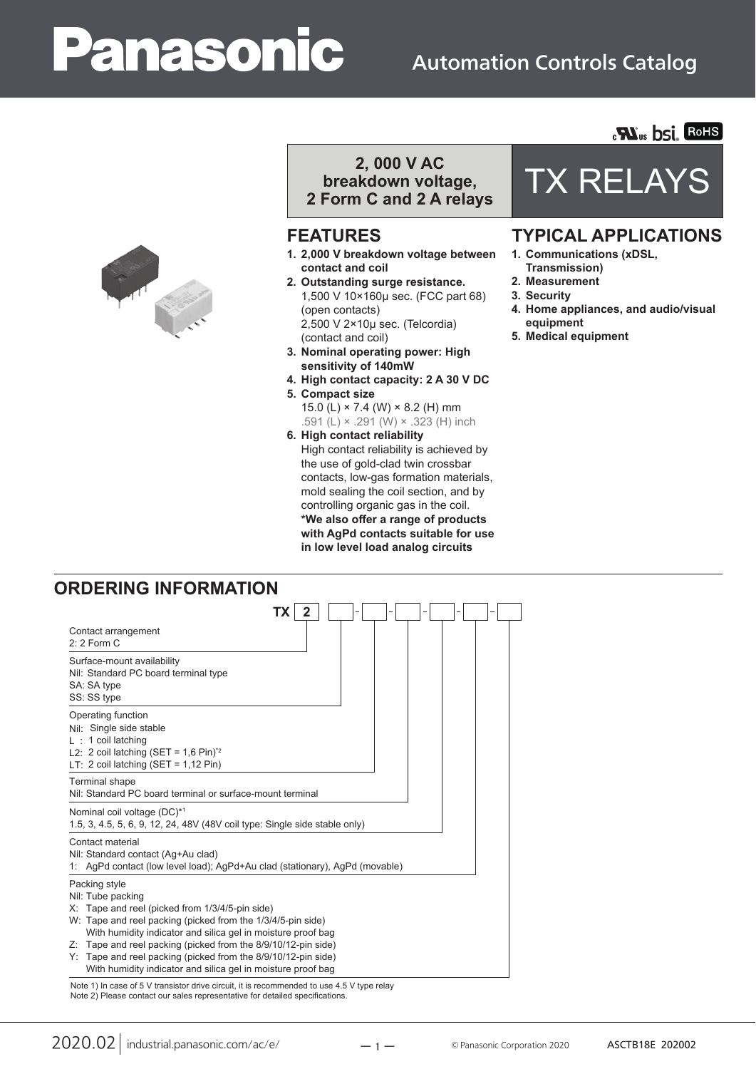# Panasonic

Automation Controls Catalog

**2, 000 V AC breakdown voltage, 2 Form C and 2 A relays**

# TX RELAYS

## FEATURES

1. **2,000 V breakdown voltage between contact and coil**
2. **Outstanding surge resistance.**
   1,500 V 10×160μ sec. (FCC part 68) (open contacts)
   2,500 V 2×10μ sec. (Telcordia) (contact and coil)
3. **Nominal operating power: High sensitivity of 140mW**
4. **High contact capacity: 2 A 30 V DC**
5. **Compact size**
   15.0 (L) × 7.4 (W) × 8.2 (H) mm
   .591 (L) × .291 (W) × .323 (H) inch
6. **High contact reliability**
   High contact reliability is achieved by the use of gold-clad twin crossbar contacts, low-gas formation materials, mold sealing the coil section, and by controlling organic gas in the coil.
   **\*We also offer a range of products with AgPd contacts suitable for use in low level load analog circuits**

## TYPICAL APPLICATIONS

1. **Communications (xDSL, Transmission)**
2. **Measurement**
3. **Security**
4. **Home appliances, and audio/visual equipment**
5. **Medical equipment**

## ORDERING INFORMATION

TX [2] [ ] - [ ] - [ ] - [ ] - [ ] - [ ]

Contact arrangement
2: 2 Form C

Surface-mount availability
Nil: Standard PC board terminal type
SA: SA type
SS: SS type

Operating function
Nil: Single side stable
L : 1 coil latching
L2: 2 coil latching (SET = 1,6 Pin)*2
LT: 2 coil latching (SET = 1,12 Pin)

Terminal shape
Nil: Standard PC board terminal or surface-mount terminal

Nominal coil voltage (DC)*1
1.5, 3, 4.5, 5, 6, 9, 12, 24, 48V (48V coil type: Single side stable only)

Contact material
Nil: Standard contact (Ag+Au clad)
1: AgPd contact (low level load); AgPd+Au clad (stationary), AgPd (movable)

Packing style
Nil: Tube packing
X: Tape and reel (picked from 1/3/4/5-pin side)
W: Tape and reel packing (picked from the 1/3/4/5-pin side)
With humidity indicator and silica gel in moisture proof bag
Z: Tape and reel packing (picked from the 8/9/10/12-pin side)
Y: Tape and reel packing (picked from the 8/9/10/12-pin side)
With humidity indicator and silica gel in moisture proof bag

Note 1) In case of 5 V transistor drive circuit, it is recommended to use 4.5 V type relay
Note 2) Please contact our sales representative for detailed specifications.

2020.02 | industrial.panasonic.com/ac/e/ © Panasonic Corporation 2020 ASCTB18E 202002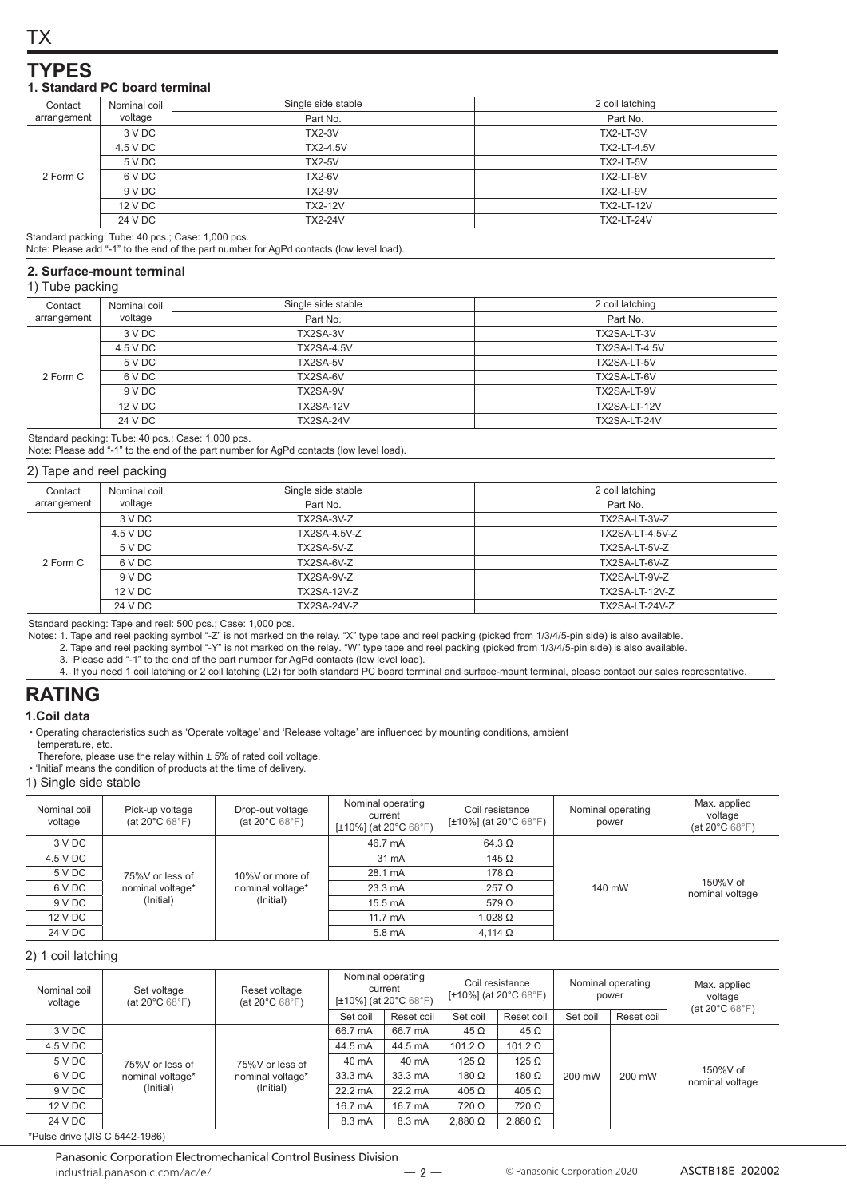# TYPES

### 1. Standard PC board terminal

| Contact arrangement | Nominal coil voltage | Single side stable | 2 coil latching |
|---|---|---|---|
| | | Part No. | Part No. |
| 2 Form C | 3 V DC | TX2-3V | TX2-LT-3V |
| | 4.5 V DC | TX2-4.5V | TX2-LT-4.5V |
| | 5 V DC | TX2-5V | TX2-LT-5V |
| | 6 V DC | TX2-6V | TX2-LT-6V |
| | 9 V DC | TX2-9V | TX2-LT-9V |
| | 12 V DC | TX2-12V | TX2-LT-12V |
| | 24 V DC | TX2-24V | TX2-LT-24V |

Standard packing: Tube: 40 pcs.; Case: 1,000 pcs.
Note: Please add "-1" to the end of the part number for AgPd contacts (low level load).

### 2. Surface-mount terminal

1) Tube packing

| Contact arrangement | Nominal coil voltage | Single side stable | 2 coil latching |
|---|---|---|---|
| | | Part No. | Part No. |
| 2 Form C | 3 V DC | TX2SA-3V | TX2SA-LT-3V |
| | 4.5 V DC | TX2SA-4.5V | TX2SA-LT-4.5V |
| | 5 V DC | TX2SA-5V | TX2SA-LT-5V |
| | 6 V DC | TX2SA-6V | TX2SA-LT-6V |
| | 9 V DC | TX2SA-9V | TX2SA-LT-9V |
| | 12 V DC | TX2SA-12V | TX2SA-LT-12V |
| | 24 V DC | TX2SA-24V | TX2SA-LT-24V |

Standard packing: Tube: 40 pcs.; Case: 1,000 pcs.
Note: Please add "-1" to the end of the part number for AgPd contacts (low level load).

2) Tape and reel packing

| Contact arrangement | Nominal coil voltage | Single side stable | 2 coil latching |
|---|---|---|---|
| | | Part No. | Part No. |
| 2 Form C | 3 V DC | TX2SA-3V-Z | TX2SA-LT-3V-Z |
| | 4.5 V DC | TX2SA-4.5V-Z | TX2SA-LT-4.5V-Z |
| | 5 V DC | TX2SA-5V-Z | TX2SA-LT-5V-Z |
| | 6 V DC | TX2SA-6V-Z | TX2SA-LT-6V-Z |
| | 9 V DC | TX2SA-9V-Z | TX2SA-LT-9V-Z |
| | 12 V DC | TX2SA-12V-Z | TX2SA-LT-12V-Z |
| | 24 V DC | TX2SA-24V-Z | TX2SA-LT-24V-Z |

Standard packing: Tape and reel: 500 pcs.; Case: 1,000 pcs.
Notes: 1. Tape and reel packing symbol "-Z" is not marked on the relay. "X" type tape and reel packing (picked from 1/3/4/5-pin side) is also available.
2. Tape and reel packing symbol "-Y" is not marked on the relay. "W" type tape and reel packing (picked from 1/3/4/5-pin side) is also available.
3. Please add "-1" to the end of the part number for AgPd contacts (low level load).
4. If you need 1 coil latching or 2 coil latching (L2) for both standard PC board terminal and surface-mount terminal, please contact our sales representative.

# RATING

### 1.Coil data

- Operating characteristics such as 'Operate voltage' and 'Release voltage' are influenced by mounting conditions, ambient temperature, etc.
  Therefore, please use the relay within ± 5% of rated coil voltage.
- 'Initial' means the condition of products at the time of delivery.

1) Single side stable

| Nominal coil voltage | Pick-up voltage (at 20°C 68°F) | Drop-out voltage (at 20°C 68°F) | Nominal operating current [±10%] (at 20°C 68°F) | Coil resistance [±10%] (at 20°C 68°F) | Nominal operating power | Max. applied voltage (at 20°C 68°F) |
|---|---|---|---|---|---|---|
| 3 V DC | 75%V or less of nominal voltage* (Initial) | 10%V or more of nominal voltage* (Initial) | 46.7 mA | 64.3 Ω | 140 mW | 150%V of nominal voltage |
| 4.5 V DC | | | 31 mA | 145 Ω | | |
| 5 V DC | | | 28.1 mA | 178 Ω | | |
| 6 V DC | | | 23.3 mA | 257 Ω | | |
| 9 V DC | | | 15.5 mA | 579 Ω | | |
| 12 V DC | | | 11.7 mA | 1,028 Ω | | |
| 24 V DC | | | 5.8 mA | 4,114 Ω | | |

2) 1 coil latching

| Nominal coil voltage | Set voltage (at 20°C 68°F) | Reset voltage (at 20°C 68°F) | Nominal operating current [±10%] (at 20°C 68°F) | | Coil resistance [±10%] (at 20°C 68°F) | | Nominal operating power | | Max. applied voltage (at 20°C 68°F) |
|---|---|---|---|---|---|---|---|---|---|
| | | | Set coil | Reset coil | Set coil | Reset coil | Set coil | Reset coil | |
| 3 V DC | 75%V or less of nominal voltage* (Initial) | 75%V or less of nominal voltage* (Initial) | 66.7 mA | 66.7 mA | 45 Ω | 45 Ω | 200 mW | 200 mW | 150%V of nominal voltage |
| 4.5 V DC | | | 44.5 mA | 44.5 mA | 101.2 Ω | 101.2 Ω | | | |
| 5 V DC | | | 40 mA | 40 mA | 125 Ω | 125 Ω | | | |
| 6 V DC | | | 33.3 mA | 33.3 mA | 180 Ω | 180 Ω | | | |
| 9 V DC | | | 22.2 mA | 22.2 mA | 405 Ω | 405 Ω | | | |
| 12 V DC | | | 16.7 mA | 16.7 mA | 720 Ω | 720 Ω | | | |
| 24 V DC | | | 8.3 mA | 8.3 mA | 2,880 Ω | 2,880 Ω | | | |

*Pulse drive (JIS C 5442-1986)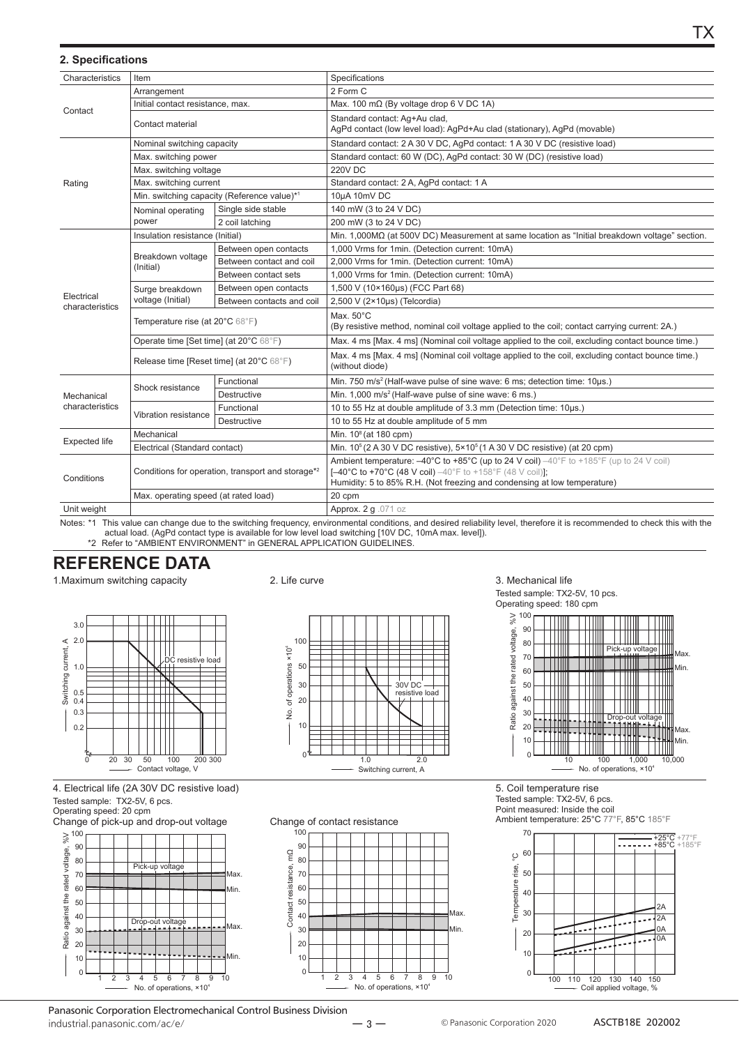## 2. Specifications

| Characteristics | Item | | Specifications |
|---|---|---|---|
| Contact | Arrangement | | 2 Form C |
| | Initial contact resistance, max. | | Max. 100 mΩ (By voltage drop 6 V DC 1A) |
| | Contact material | | Standard contact: Ag+Au clad, AgPd contact (low level load): AgPd+Au clad (stationary), AgPd (movable) |
| Rating | Nominal switching capacity | | Standard contact: 2 A 30 V DC, AgPd contact: 1 A 30 V DC (resistive load) |
| | Max. switching power | | Standard contact: 60 W (DC), AgPd contact: 30 W (DC) (resistive load) |
| | Max. switching voltage | | 220V DC |
| | Max. switching current | | Standard contact: 2 A, AgPd contact: 1 A |
| | Min. switching capacity (Reference value)*1 | | 10μA 10mV DC |
| | Nominal operating power | Single side stable | 140 mW (3 to 24 V DC) |
| | | 2 coil latching | 200 mW (3 to 24 V DC) |
| Electrical characteristics | Insulation resistance (Initial) | | Min. 1,000MΩ (at 500V DC) Measurement at same location as "Initial breakdown voltage" section. |
| | Breakdown voltage (Initial) | Between open contacts | 1,000 Vrms for 1min. (Detection current: 10mA) |
| | | Between contact and coil | 2,000 Vrms for 1min. (Detection current: 10mA) |
| | | Between contact sets | 1,000 Vrms for 1min. (Detection current: 10mA) |
| | Surge breakdown voltage (Initial) | Between open contacts | 1,500 V (10×160μs) (FCC Part 68) |
| | | Between contacts and coil | 2,500 V (2×10μs) (Telcordia) |
| | Temperature rise (at 20°C 68°F) | | Max. 50°C (By resistive method, nominal coil voltage applied to the coil; contact carrying current: 2A.) |
| | Operate time [Set time] (at 20°C 68°F) | | Max. 4 ms [Max. 4 ms] (Nominal coil voltage applied to the coil, excluding contact bounce time.) |
| | Release time [Reset time] (at 20°C 68°F) | | Max. 4 ms [Max. 4 ms] (Nominal coil voltage applied to the coil, excluding contact bounce time.) (without diode) |
| Mechanical characteristics | Shock resistance | Functional | Min. 750 m/s$^2$ (Half-wave pulse of sine wave: 6 ms; detection time: 10μs.) |
| | | Destructive | Min. 1,000 m/s$^2$ (Half-wave pulse of sine wave: 6 ms.) |
| | Vibration resistance | Functional | 10 to 55 Hz at double amplitude of 3.3 mm (Detection time: 10μs.) |
| | | Destructive | 10 to 55 Hz at double amplitude of 5 mm |
| Expected life | Mechanical | | Min. $10^8$ (at 180 cpm) |
| | Electrical (Standard contact) | | Min. $10^5$ (2 A 30 V DC resistive), $5\times10^5$ (1 A 30 V DC resistive) (at 20 cpm) |
| Conditions | Conditions for operation, transport and storage*2 | | Ambient temperature: –40°C to +85°C (up to 24 V coil) –40°F to +185°F (up to 24 V coil) [–40°C to +70°C (48 V coil) –40°F to +158°F (48 V coil)]; Humidity: 5 to 85% R.H. (Not freezing and condensing at low temperature) |
| | Max. operating speed (at rated load) | | 20 cpm |
| Unit weight | | | Approx. 2 g .071 oz |

Notes: *1 This value can change due to the switching frequency, environmental conditions, and desired reliability level, therefore it is recommended to check this with the actual load. (AgPd contact type is available for low level load switching [10V DC, 10mA max. level]).

*2 Refer to "AMBIENT ENVIRONMENT" in GENERAL APPLICATION GUIDELINES.

# REFERENCE DATA

1. Maximum switching capacity

2. Life curve

3. Mechanical life
Tested sample: TX2-5V, 10 pcs.
Operating speed: 180 cpm

4. Electrical life (2A 30V DC resistive load)
Tested sample: TX2-5V, 6 pcs.
Operating speed: 20 cpm

Change of pick-up and drop-out voltage

Change of contact resistance

5. Coil temperature rise
Tested sample: TX2-5V, 6 pcs.
Point measured: Inside the coil
Ambient temperature: 25°C 77°F, 85°C 185°F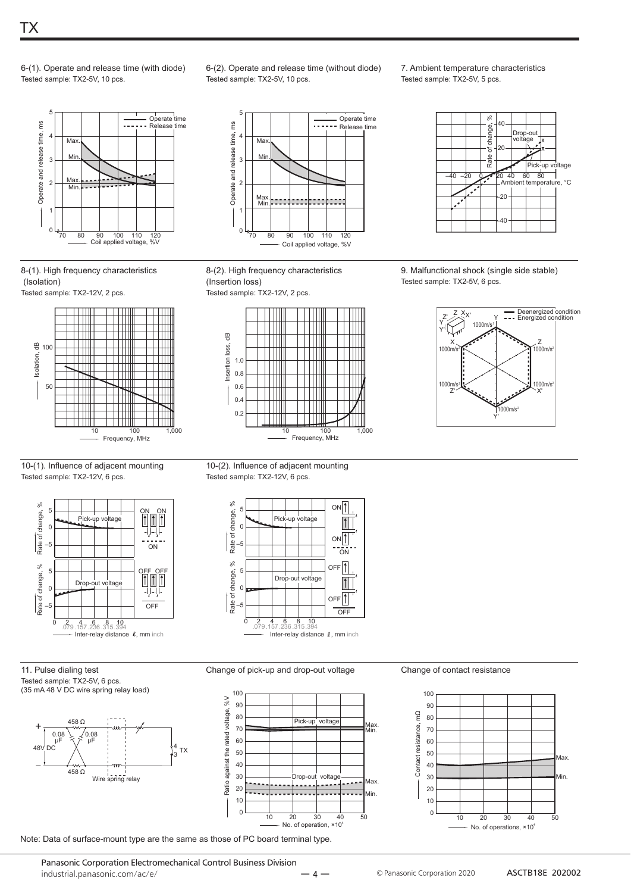6-(1). Operate and release time (with diode)
Tested sample: TX2-5V, 10 pcs.

6-(2). Operate and release time (without diode)
Tested sample: TX2-5V, 10 pcs.

7. Ambient temperature characteristics
Tested sample: TX2-5V, 5 pcs.

8-(1). High frequency characteristics (Isolation)
Tested sample: TX2-12V, 2 pcs.

8-(2). High frequency characteristics (Insertion loss)
Tested sample: TX2-12V, 2 pcs.

9. Malfunctional shock (single side stable)
Tested sample: TX2-5V, 6 pcs.

10-(1). Influence of adjacent mounting
Tested sample: TX2-12V, 6 pcs.

10-(2). Influence of adjacent mounting
Tested sample: TX2-12V, 6 pcs.

11. Pulse dialing test
Tested sample: TX2-5V, 6 pcs.
(35 mA 48 V DC wire spring relay load)

Change of pick-up and drop-out voltage

Change of contact resistance

Note: Data of surface-mount type are the same as those of PC board terminal type.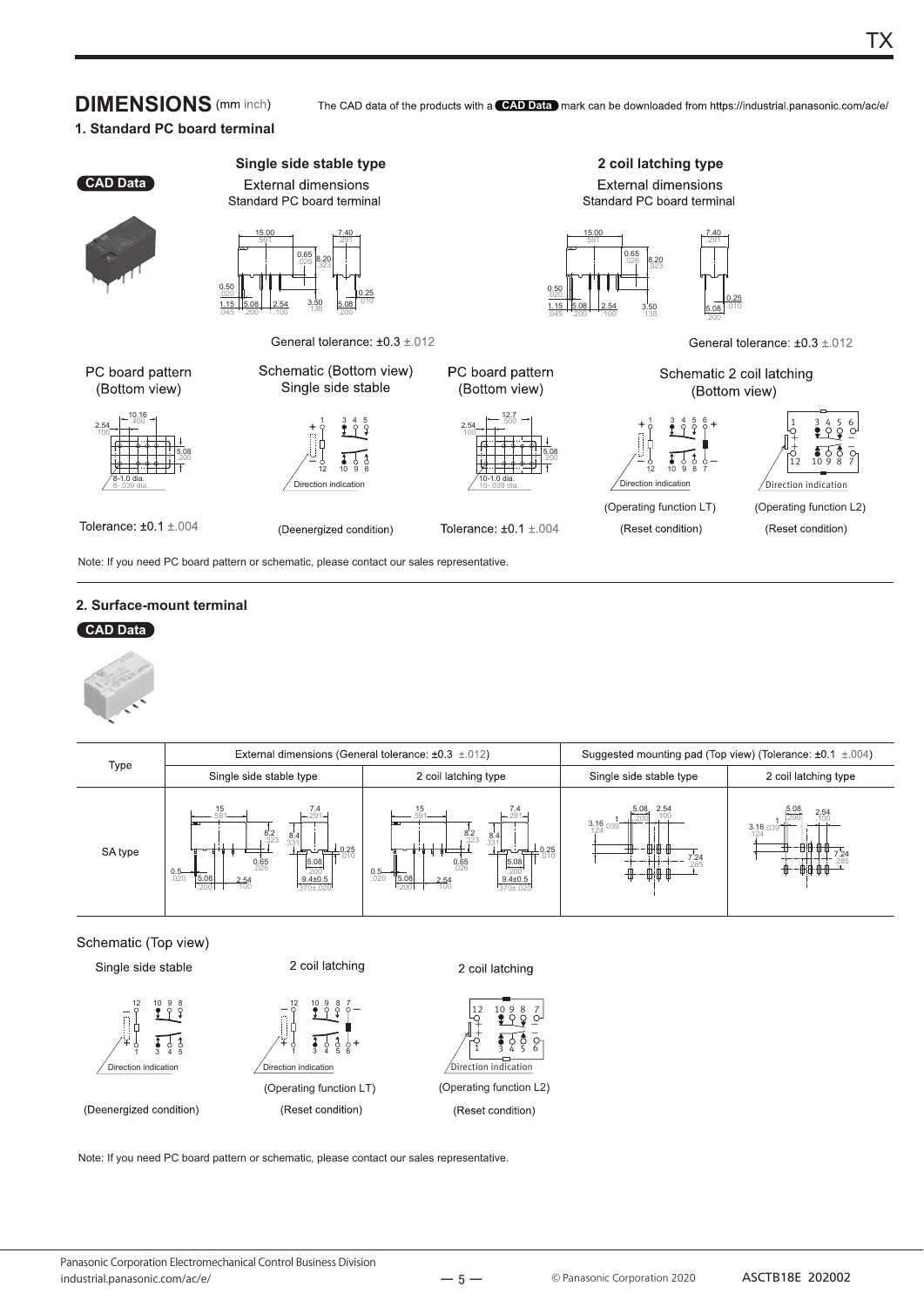## DIMENSIONS (mm inch)

The CAD data of the products with a CAD Data mark can be downloaded from https://industrial.panasonic.com/ac/e/

### 1. Standard PC board terminal

CAD Data

**Single side stable type**

External dimensions
Standard PC board terminal

General tolerance: ±0.3 ±.012

**2 coil latching type**

External dimensions
Standard PC board terminal

General tolerance: ±0.3 ±.012

PC board pattern (Bottom view)

8-1.0 dia. 8-.039 dia.

Tolerance: ±0.1 ±.004

Schematic (Bottom view) Single side stable

Direction indication

(Deenergized condition)

PC board pattern (Bottom view)

10-1.0 dia. 10-.039 dia.

Tolerance: ±0.1 ±.004

Schematic 2 coil latching (Bottom view)

Direction indication

(Operating function LT) (Reset condition)

(Operating function L2) (Reset condition)

Note: If you need PC board pattern or schematic, please contact our sales representative.

### 2. Surface-mount terminal

CAD Data

| Type | External dimensions (General tolerance: ±0.3 ±.012) | | Suggested mounting pad (Top view) (Tolerance: ±0.1 ±.004) | |
|---|---|---|---|---|
| | Single side stable type | 2 coil latching type | Single side stable type | 2 coil latching type |
| SA type | | | | |

Schematic (Top view)

Single side stable

Direction indication

(Deenergized condition)

2 coil latching

Direction indication

(Operating function LT) (Reset condition)

2 coil latching

Direction indication

(Operating function L2) (Reset condition)

Note: If you need PC board pattern or schematic, please contact our sales representative.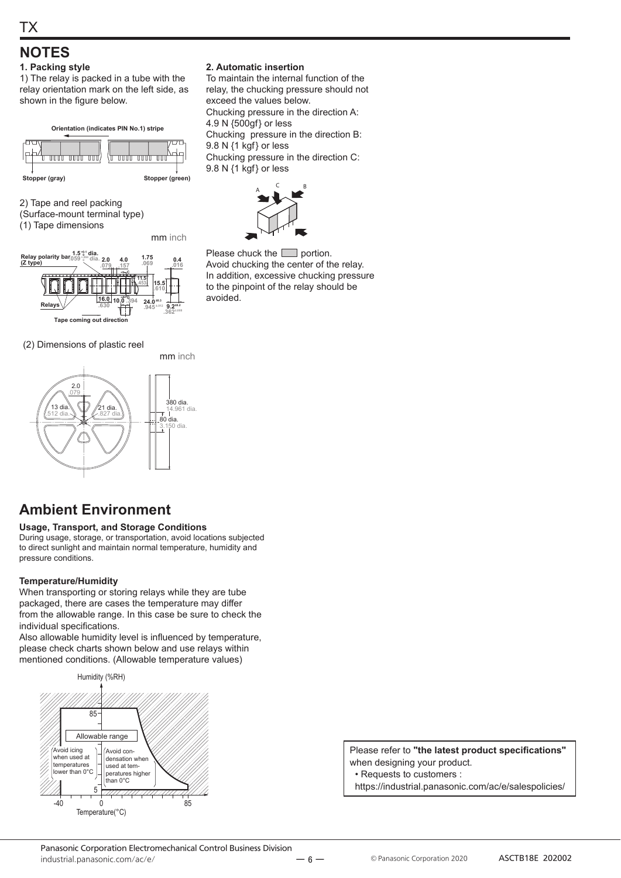# NOTES

### 1. Packing style

1) The relay is packed in a tube with the relay orientation mark on the left side, as shown in the figure below.

Orientation (indicates PIN No.1) stripe

Stopper (gray) Stopper (green)

2) Tape and reel packing
(Surface-mount terminal type)
(1) Tape dimensions

mm inch

(2) Dimensions of plastic reel

mm inch

### 2. Automatic insertion

To maintain the internal function of the relay, the chucking pressure should not exceed the values below.
Chucking pressure in the direction A: 4.9 N {500gf} or less
Chucking pressure in the direction B: 9.8 N {1 kgf} or less
Chucking pressure in the direction C: 9.8 N {1 kgf} or less

Please chuck the ▭ portion.
Avoid chucking the center of the relay.
In addition, excessive chucking pressure to the pinpoint of the relay should be avoided.

# Ambient Environment

**Usage, Transport, and Storage Conditions**
During usage, storage, or transportation, avoid locations subjected to direct sunlight and maintain normal temperature, humidity and pressure conditions.

**Temperature/Humidity**
When transporting or storing relays while they are tube packaged, there are cases the temperature may differ from the allowable range. In this case be sure to check the individual specifications.
Also allowable humidity level is influenced by temperature, please check charts shown below and use relays within mentioned conditions. (Allowable temperature values)

Please refer to **"the latest product specifications"** when designing your product.
• Requests to customers :
https://industrial.panasonic.com/ac/e/salespolicies/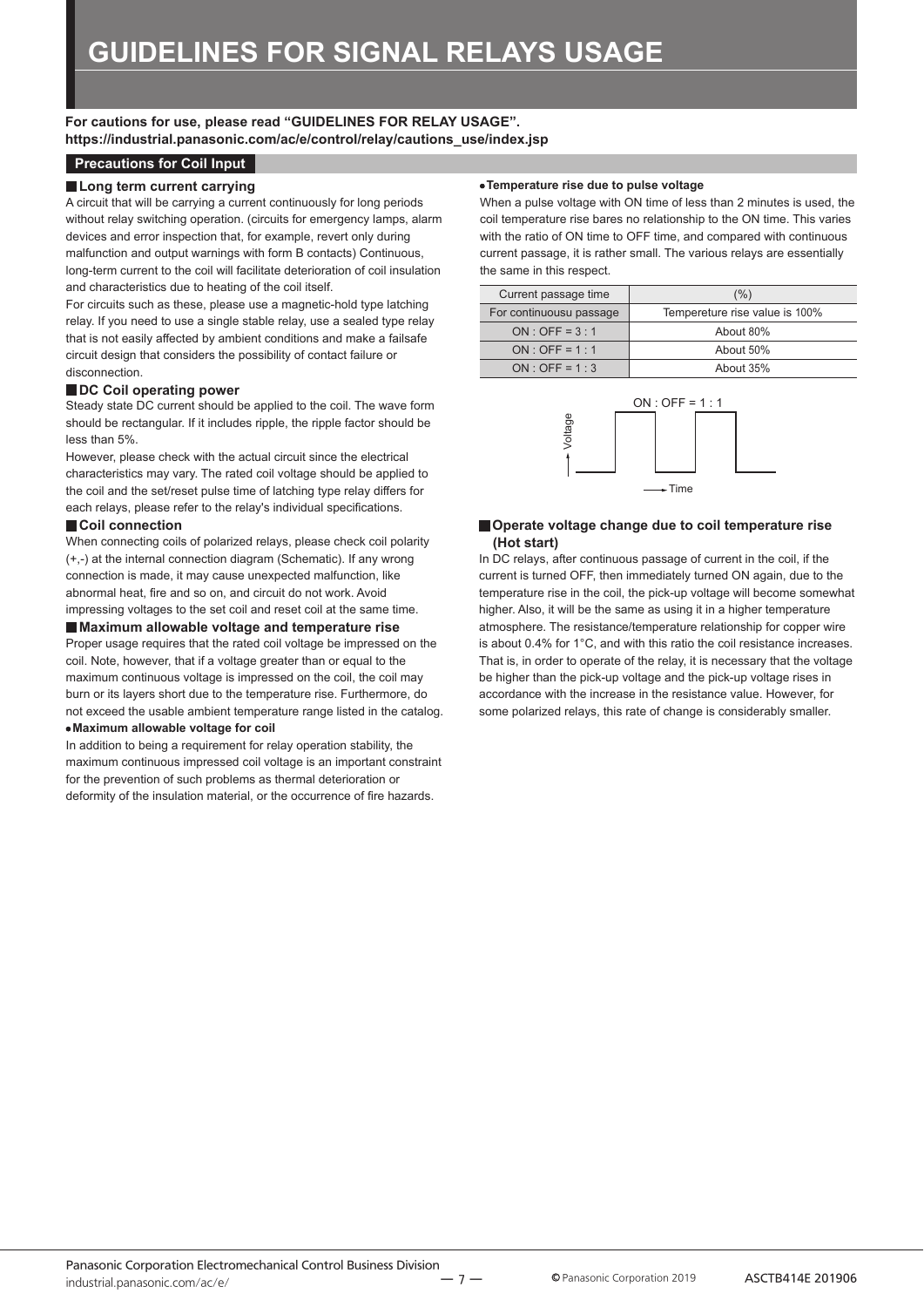# GUIDELINES FOR SIGNAL RELAYS USAGE

**For cautions for use, please read "GUIDELINES FOR RELAY USAGE".**
**https://industrial.panasonic.com/ac/e/control/relay/cautions_use/index.jsp**

## Precautions for Coil Input

### ■ Long term current carrying

A circuit that will be carrying a current continuously for long periods without relay switching operation. (circuits for emergency lamps, alarm devices and error inspection that, for example, revert only during malfunction and output warnings with form B contacts) Continuous, long-term current to the coil will facilitate deterioration of coil insulation and characteristics due to heating of the coil itself.

For circuits such as these, please use a magnetic-hold type latching relay. If you need to use a single stable relay, use a sealed type relay that is not easily affected by ambient conditions and make a failsafe circuit design that considers the possibility of contact failure or disconnection.

### ■ DC Coil operating power

Steady state DC current should be applied to the coil. The wave form should be rectangular. If it includes ripple, the ripple factor should be less than 5%.

However, please check with the actual circuit since the electrical characteristics may vary. The rated coil voltage should be applied to the coil and the set/reset pulse time of latching type relay differs for each relays, please refer to the relay's individual specifications.

### ■ Coil connection

When connecting coils of polarized relays, please check coil polarity (+,-) at the internal connection diagram (Schematic). If any wrong connection is made, it may cause unexpected malfunction, like abnormal heat, fire and so on, and circuit do not work. Avoid impressing voltages to the set coil and reset coil at the same time.

### ■ Maximum allowable voltage and temperature rise

Proper usage requires that the rated coil voltage be impressed on the coil. Note, however, that if a voltage greater than or equal to the maximum continuous voltage is impressed on the coil, the coil may burn or its layers short due to the temperature rise. Furthermore, do not exceed the usable ambient temperature range listed in the catalog.

**• Maximum allowable voltage for coil**

In addition to being a requirement for relay operation stability, the maximum continuous impressed coil voltage is an important constraint for the prevention of such problems as thermal deterioration or deformity of the insulation material, or the occurrence of fire hazards.

**• Temperature rise due to pulse voltage**

When a pulse voltage with ON time of less than 2 minutes is used, the coil temperature rise bares no relationship to the ON time. This varies with the ratio of ON time to OFF time, and compared with continuous current passage, it is rather small. The various relays are essentially the same in this respect.

| Current passage time | (%) |
|---|---|
| For continuousu passage | Tempereture rise value is 100% |
| ON : OFF = 3 : 1 | About 80% |
| ON : OFF = 1 : 1 | About 50% |
| ON : OFF = 1 : 3 | About 35% |

ON : OFF = 1 : 1

Voltage

Time

### ■ Operate voltage change due to coil temperature rise (Hot start)

In DC relays, after continuous passage of current in the coil, if the current is turned OFF, then immediately turned ON again, due to the temperature rise in the coil, the pick-up voltage will become somewhat higher. Also, it will be the same as using it in a higher temperature atmosphere. The resistance/temperature relationship for copper wire is about 0.4% for 1°C, and with this ratio the coil resistance increases. That is, in order to operate of the relay, it is necessary that the voltage be higher than the pick-up voltage and the pick-up voltage rises in accordance with the increase in the resistance value. However, for some polarized relays, this rate of change is considerably smaller.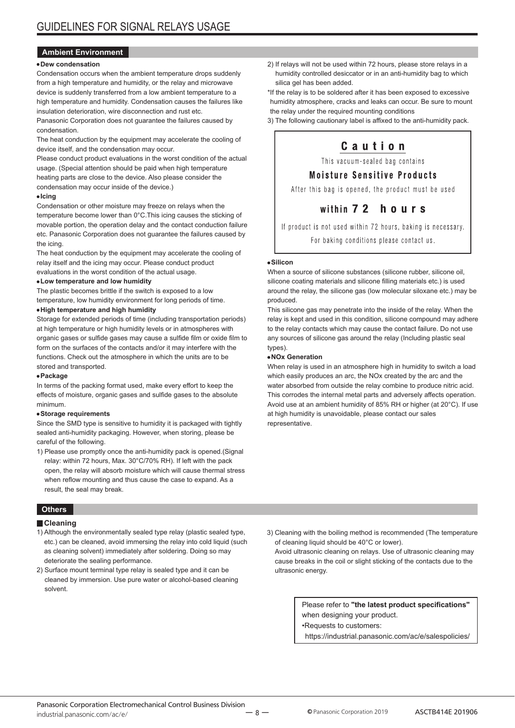# GUIDELINES FOR SIGNAL RELAYS USAGE

## Ambient Environment

**• Dew condensation**

Condensation occurs when the ambient temperature drops suddenly from a high temperature and humidity, or the relay and microwave device is suddenly transferred from a low ambient temperature to a high temperature and humidity. Condensation causes the failures like insulation deterioration, wire disconnection and rust etc.

Panasonic Corporation does not guarantee the failures caused by condensation.

The heat conduction by the equipment may accelerate the cooling of device itself, and the condensation may occur.

Please conduct product evaluations in the worst condition of the actual usage. (Special attention should be paid when high temperature heating parts are close to the device. Also please consider the condensation may occur inside of the device.)

**• Icing**

Condensation or other moisture may freeze on relays when the temperature become lower than 0°C.This icing causes the sticking of movable portion, the operation delay and the contact conduction failure etc. Panasonic Corporation does not guarantee the failures caused by the icing.

The heat conduction by the equipment may accelerate the cooling of relay itself and the icing may occur. Please conduct product evaluations in the worst condition of the actual usage.

**• Low temperature and low humidity**

The plastic becomes brittle if the switch is exposed to a low temperature, low humidity environment for long periods of time.

**• High temperature and high humidity**

Storage for extended periods of time (including transportation periods) at high temperature or high humidity levels or in atmospheres with organic gases or sulfide gases may cause a sulfide film or oxide film to form on the surfaces of the contacts and/or it may interfere with the functions. Check out the atmosphere in which the units are to be stored and transported.

**• Package**

In terms of the packing format used, make every effort to keep the effects of moisture, organic gases and sulfide gases to the absolute minimum.

**• Storage requirements**

Since the SMD type is sensitive to humidity it is packaged with tightly sealed anti-humidity packaging. However, when storing, please be careful of the following.

1) Please use promptly once the anti-humidity pack is opened.(Signal relay: within 72 hours, Max. 30°C/70% RH). If left with the pack open, the relay will absorb moisture which will cause thermal stress when reflow mounting and thus cause the case to expand. As a result, the seal may break.
2) If relays will not be used within 72 hours, please store relays in a humidity controlled desiccator or in an anti-humidity bag to which silica gel has been added.

*If the relay is to be soldered after it has been exposed to excessive humidity atmosphere, cracks and leaks can occur. Be sure to mount the relay under the required mounting conditions

3) The following cautionary label is affixed to the anti-humidity pack.

> **Caution**
>
> This vacuum-sealed bag contains
>
> **Moisture Sensitive Products**
>
> After this bag is opened, the product must be used
>
> **within 72 hours**
>
> If product is not used within 72 hours, baking is necessary.
>
> For baking conditions please contact us.

**• Silicon**

When a source of silicone substances (silicone rubber, silicone oil, silicone coating materials and silicone filling materials etc.) is used around the relay, the silicone gas (low molecular siloxane etc.) may be produced.

This silicone gas may penetrate into the inside of the relay. When the relay is kept and used in this condition, silicone compound may adhere to the relay contacts which may cause the contact failure. Do not use any sources of silicone gas around the relay (Including plastic seal types).

**• NOx Generation**

When relay is used in an atmosphere high in humidity to switch a load which easily produces an arc, the NOx created by the arc and the water absorbed from outside the relay combine to produce nitric acid. This corrodes the internal metal parts and adversely affects operation. Avoid use at an ambient humidity of 85% RH or higher (at 20°C). If use at high humidity is unavoidable, please contact our sales representative.

## Others

### Cleaning

1) Although the environmentally sealed type relay (plastic sealed type, etc.) can be cleaned, avoid immersing the relay into cold liquid (such as cleaning solvent) immediately after soldering. Doing so may deteriorate the sealing performance.
2) Surface mount terminal type relay is sealed type and it can be cleaned by immersion. Use pure water or alcohol-based cleaning solvent.
3) Cleaning with the boiling method is recommended (The temperature of cleaning liquid should be 40°C or lower).
   Avoid ultrasonic cleaning on relays. Use of ultrasonic cleaning may cause breaks in the coil or slight sticking of the contacts due to the ultrasonic energy.

> Please refer to **"the latest product specifications"** when designing your product.
>
> •Requests to customers:
>
> https://industrial.panasonic.com/ac/e/salespolicies/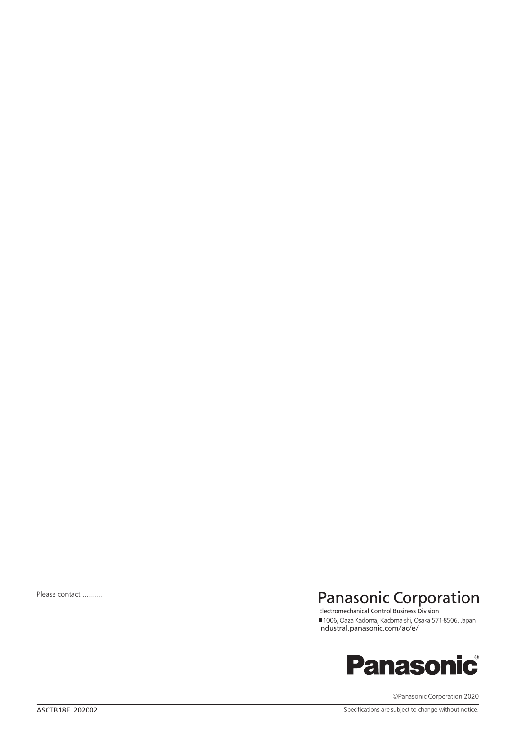Please contact ..........

Panasonic Corporation

Electromechanical Control Business Division

■ 1006, Oaza Kadoma, Kadoma-shi, Osaka 571-8506, Japan

industral.panasonic.com/ac/e/

Panasonic®

©Panasonic Corporation 2020

ASCTB18E 202002

Specifications are subject to change without notice.